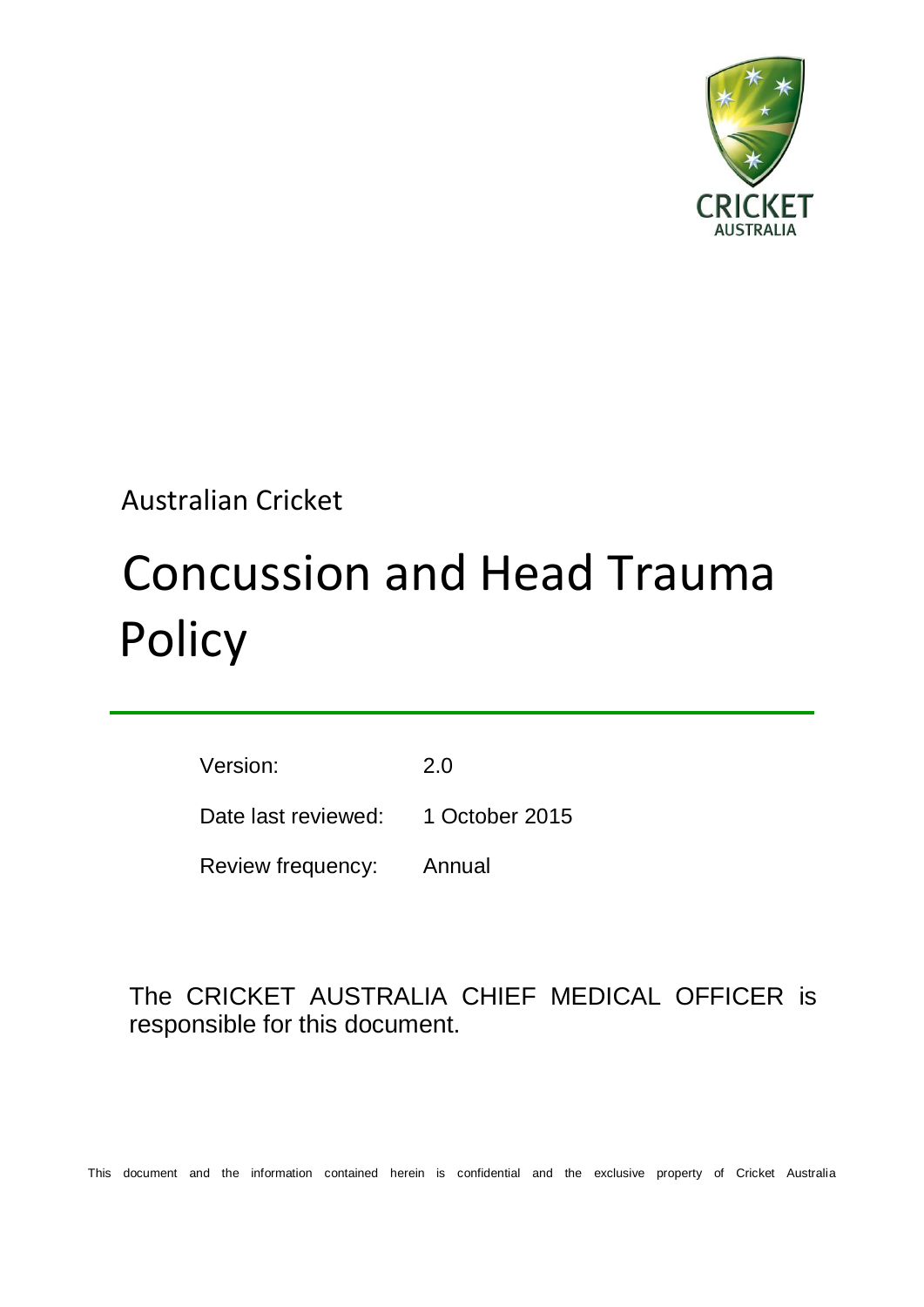Australian Cricket

# Concussion and Head Trauma Policy

| | |
|---|---|
| Version: | 2.0 |
| Date last reviewed: | 1 October 2015 |
| Review frequency: | Annual |

The CRICKET AUSTRALIA CHIEF MEDICAL OFFICER is responsible for this document.

This document and the information contained herein is confidential and the exclusive property of Cricket Australia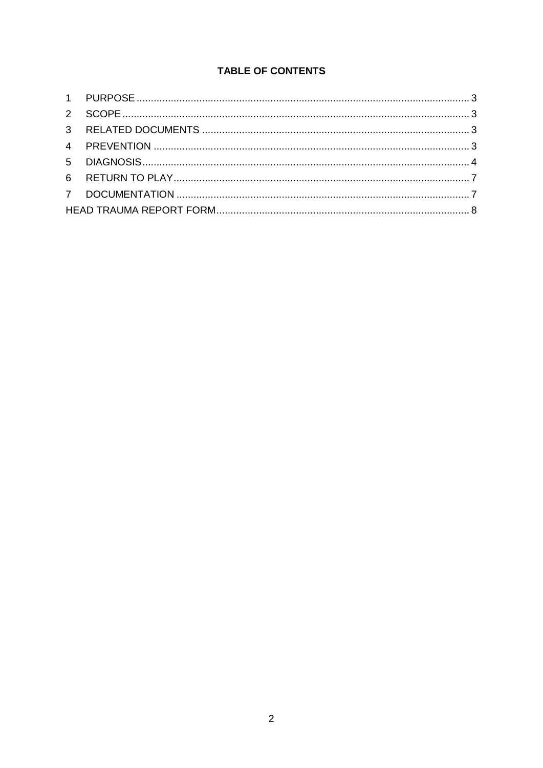**TABLE OF CONTENTS**

1 PURPOSE ..... 3
2 SCOPE ..... 3
3 RELATED DOCUMENTS ..... 3
4 PREVENTION ..... 3
5 DIAGNOSIS ..... 4
6 RETURN TO PLAY ..... 7
7 DOCUMENTATION ..... 7
HEAD TRAUMA REPORT FORM ..... 8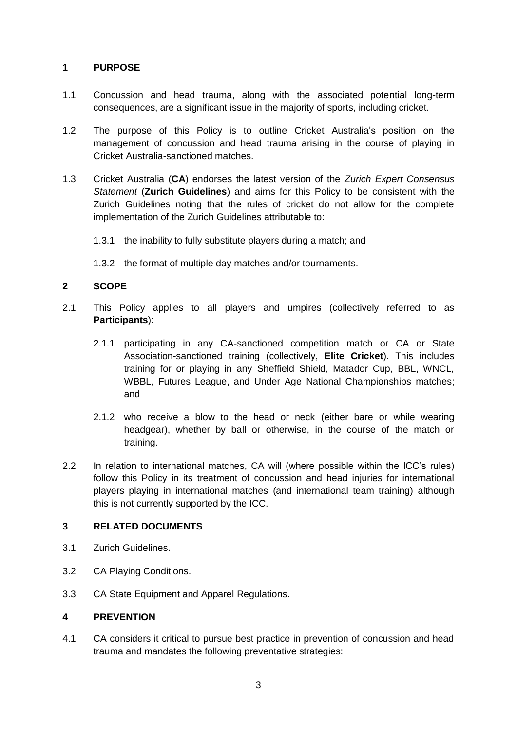## 1 PURPOSE

1.1 Concussion and head trauma, along with the associated potential long-term consequences, are a significant issue in the majority of sports, including cricket.

1.2 The purpose of this Policy is to outline Cricket Australia's position on the management of concussion and head trauma arising in the course of playing in Cricket Australia-sanctioned matches.

1.3 Cricket Australia (**CA**) endorses the latest version of the *Zurich Expert Consensus Statement* (**Zurich Guidelines**) and aims for this Policy to be consistent with the Zurich Guidelines noting that the rules of cricket do not allow for the complete implementation of the Zurich Guidelines attributable to:

1.3.1 the inability to fully substitute players during a match; and

1.3.2 the format of multiple day matches and/or tournaments.

## 2 SCOPE

2.1 This Policy applies to all players and umpires (collectively referred to as **Participants**):

2.1.1 participating in any CA-sanctioned competition match or CA or State Association-sanctioned training (collectively, **Elite Cricket**). This includes training for or playing in any Sheffield Shield, Matador Cup, BBL, WNCL, WBBL, Futures League, and Under Age National Championships matches; and

2.1.2 who receive a blow to the head or neck (either bare or while wearing headgear), whether by ball or otherwise, in the course of the match or training.

2.2 In relation to international matches, CA will (where possible within the ICC's rules) follow this Policy in its treatment of concussion and head injuries for international players playing in international matches (and international team training) although this is not currently supported by the ICC.

## 3 RELATED DOCUMENTS

3.1 Zurich Guidelines.

3.2 CA Playing Conditions.

3.3 CA State Equipment and Apparel Regulations.

## 4 PREVENTION

4.1 CA considers it critical to pursue best practice in prevention of concussion and head trauma and mandates the following preventative strategies: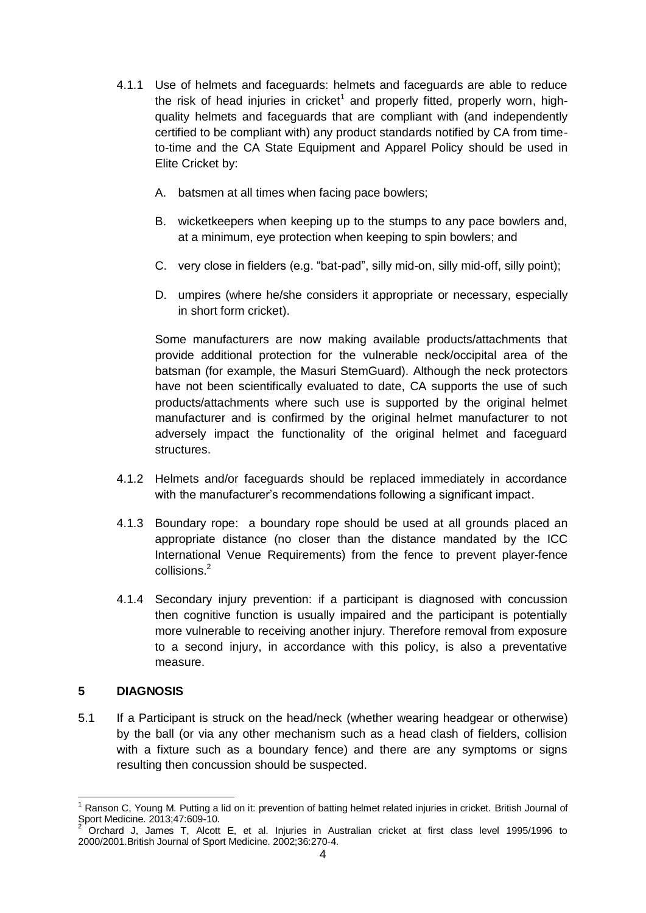4.1.1 Use of helmets and faceguards: helmets and faceguards are able to reduce the risk of head injuries in cricket[1] and properly fitted, properly worn, high-quality helmets and faceguards that are compliant with (and independently certified to be compliant with) any product standards notified by CA from time-to-time and the CA State Equipment and Apparel Policy should be used in Elite Cricket by:

A. batsmen at all times when facing pace bowlers;

B. wicketkeepers when keeping up to the stumps to any pace bowlers and, at a minimum, eye protection when keeping to spin bowlers; and

C. very close in fielders (e.g. "bat-pad", silly mid-on, silly mid-off, silly point);

D. umpires (where he/she considers it appropriate or necessary, especially in short form cricket).

Some manufacturers are now making available products/attachments that provide additional protection for the vulnerable neck/occipital area of the batsman (for example, the Masuri StemGuard). Although the neck protectors have not been scientifically evaluated to date, CA supports the use of such products/attachments where such use is supported by the original helmet manufacturer and is confirmed by the original helmet manufacturer to not adversely impact the functionality of the original helmet and faceguard structures.

4.1.2 Helmets and/or faceguards should be replaced immediately in accordance with the manufacturer's recommendations following a significant impact.

4.1.3 Boundary rope: a boundary rope should be used at all grounds placed an appropriate distance (no closer than the distance mandated by the ICC International Venue Requirements) from the fence to prevent player-fence collisions.[2]

4.1.4 Secondary injury prevention: if a participant is diagnosed with concussion then cognitive function is usually impaired and the participant is potentially more vulnerable to receiving another injury. Therefore removal from exposure to a second injury, in accordance with this policy, is also a preventative measure.

## 5 DIAGNOSIS

5.1 If a Participant is struck on the head/neck (whether wearing headgear or otherwise) by the ball (or via any other mechanism such as a head clash of fielders, collision with a fixture such as a boundary fence) and there are any symptoms or signs resulting then concussion should be suspected.

---

[1] Ranson C, Young M. Putting a lid on it: prevention of batting helmet related injuries in cricket. British Journal of Sport Medicine. 2013;47:609-10.

[2] Orchard J, James T, Alcott E, et al. Injuries in Australian cricket at first class level 1995/1996 to 2000/2001.British Journal of Sport Medicine. 2002;36:270-4.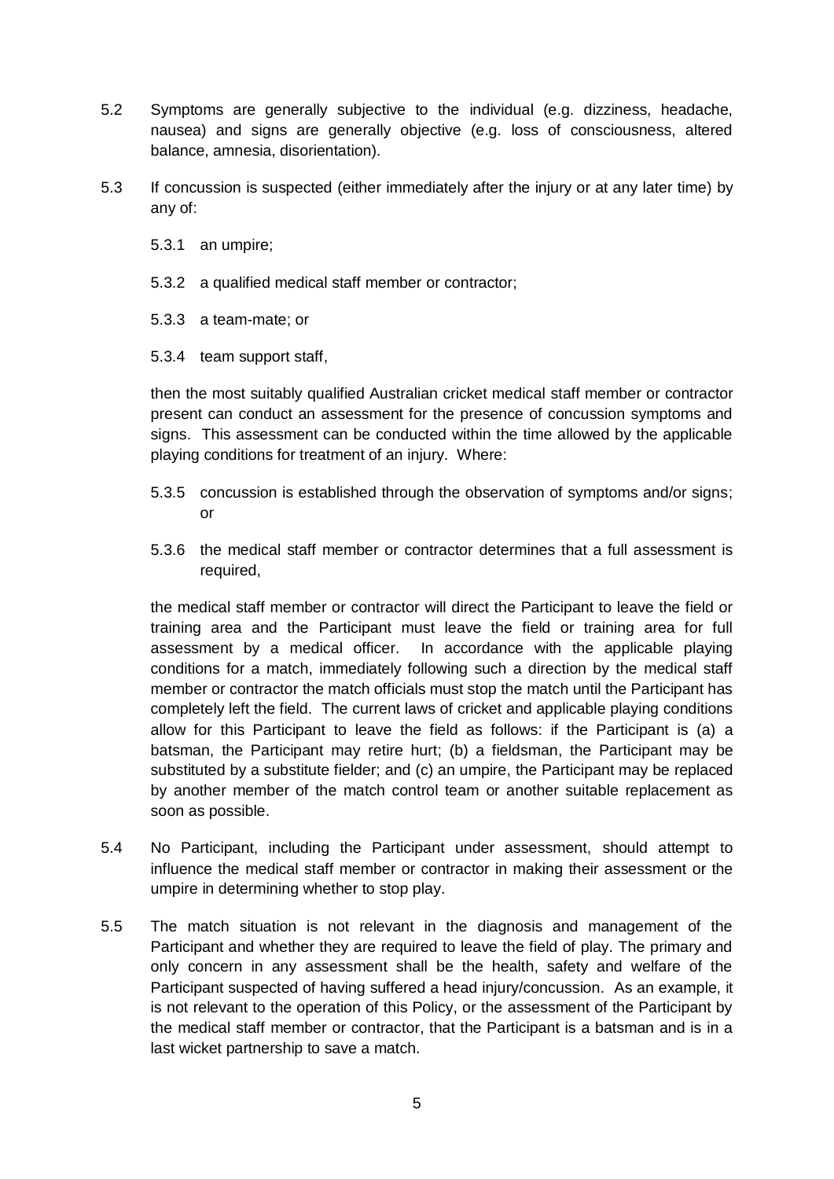5.2 Symptoms are generally subjective to the individual (e.g. dizziness, headache, nausea) and signs are generally objective (e.g. loss of consciousness, altered balance, amnesia, disorientation).

5.3 If concussion is suspected (either immediately after the injury or at any later time) by any of:

   5.3.1 an umpire;

   5.3.2 a qualified medical staff member or contractor;

   5.3.3 a team-mate; or

   5.3.4 team support staff,

   then the most suitably qualified Australian cricket medical staff member or contractor present can conduct an assessment for the presence of concussion symptoms and signs. This assessment can be conducted within the time allowed by the applicable playing conditions for treatment of an injury. Where:

   5.3.5 concussion is established through the observation of symptoms and/or signs; or

   5.3.6 the medical staff member or contractor determines that a full assessment is required,

   the medical staff member or contractor will direct the Participant to leave the field or training area and the Participant must leave the field or training area for full assessment by a medical officer. In accordance with the applicable playing conditions for a match, immediately following such a direction by the medical staff member or contractor the match officials must stop the match until the Participant has completely left the field. The current laws of cricket and applicable playing conditions allow for this Participant to leave the field as follows: if the Participant is (a) a batsman, the Participant may retire hurt; (b) a fieldsman, the Participant may be substituted by a substitute fielder; and (c) an umpire, the Participant may be replaced by another member of the match control team or another suitable replacement as soon as possible.

5.4 No Participant, including the Participant under assessment, should attempt to influence the medical staff member or contractor in making their assessment or the umpire in determining whether to stop play.

5.5 The match situation is not relevant in the diagnosis and management of the Participant and whether they are required to leave the field of play. The primary and only concern in any assessment shall be the health, safety and welfare of the Participant suspected of having suffered a head injury/concussion. As an example, it is not relevant to the operation of this Policy, or the assessment of the Participant by the medical staff member or contractor, that the Participant is a batsman and is in a last wicket partnership to save a match.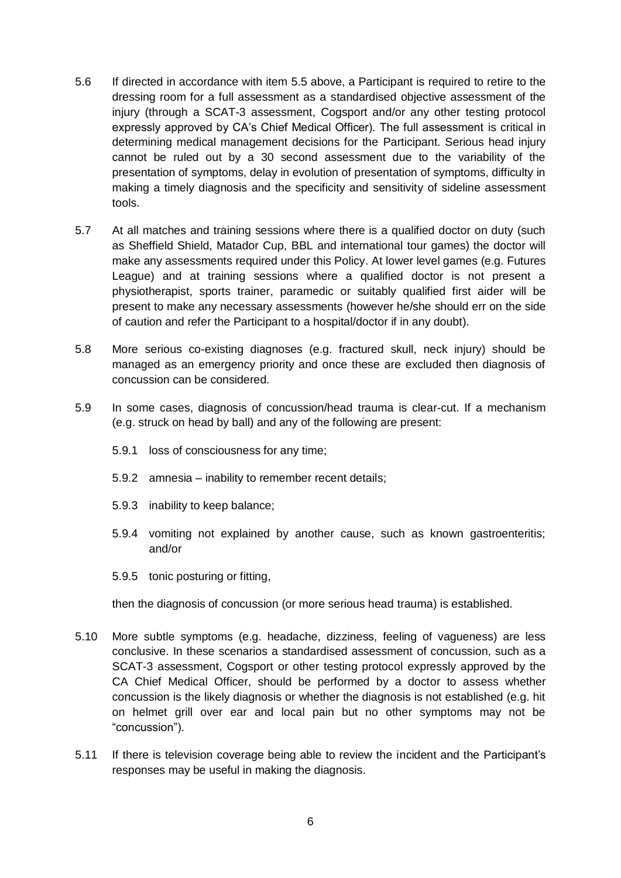5.6 If directed in accordance with item 5.5 above, a Participant is required to retire to the dressing room for a full assessment as a standardised objective assessment of the injury (through a SCAT-3 assessment, Cogsport and/or any other testing protocol expressly approved by CA's Chief Medical Officer). The full assessment is critical in determining medical management decisions for the Participant. Serious head injury cannot be ruled out by a 30 second assessment due to the variability of the presentation of symptoms, delay in evolution of presentation of symptoms, difficulty in making a timely diagnosis and the specificity and sensitivity of sideline assessment tools.

5.7 At all matches and training sessions where there is a qualified doctor on duty (such as Sheffield Shield, Matador Cup, BBL and international tour games) the doctor will make any assessments required under this Policy. At lower level games (e.g. Futures League) and at training sessions where a qualified doctor is not present a physiotherapist, sports trainer, paramedic or suitably qualified first aider will be present to make any necessary assessments (however he/she should err on the side of caution and refer the Participant to a hospital/doctor if in any doubt).

5.8 More serious co-existing diagnoses (e.g. fractured skull, neck injury) should be managed as an emergency priority and once these are excluded then diagnosis of concussion can be considered.

5.9 In some cases, diagnosis of concussion/head trauma is clear-cut. If a mechanism (e.g. struck on head by ball) and any of the following are present:

- 5.9.1 loss of consciousness for any time;
- 5.9.2 amnesia – inability to remember recent details;
- 5.9.3 inability to keep balance;
- 5.9.4 vomiting not explained by another cause, such as known gastroenteritis; and/or
- 5.9.5 tonic posturing or fitting,

then the diagnosis of concussion (or more serious head trauma) is established.

5.10 More subtle symptoms (e.g. headache, dizziness, feeling of vagueness) are less conclusive. In these scenarios a standardised assessment of concussion, such as a SCAT-3 assessment, Cogsport or other testing protocol expressly approved by the CA Chief Medical Officer, should be performed by a doctor to assess whether concussion is the likely diagnosis or whether the diagnosis is not established (e.g. hit on helmet grill over ear and local pain but no other symptoms may not be "concussion").

5.11 If there is television coverage being able to review the incident and the Participant's responses may be useful in making the diagnosis.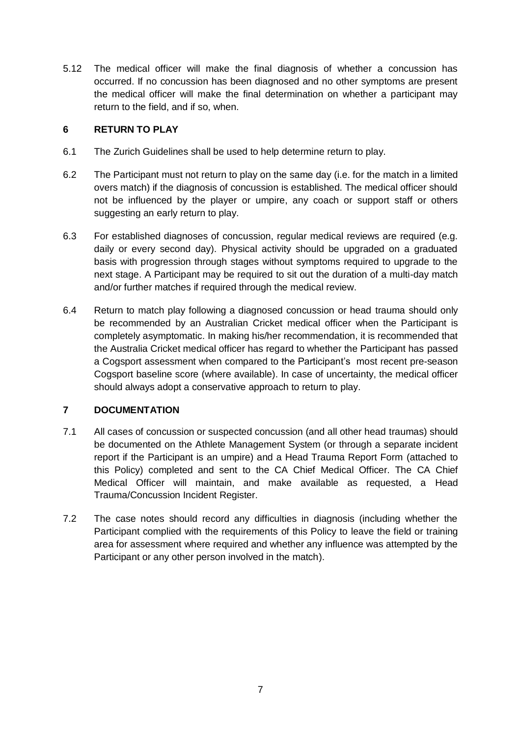5.12 The medical officer will make the final diagnosis of whether a concussion has occurred. If no concussion has been diagnosed and no other symptoms are present the medical officer will make the final determination on whether a participant may return to the field, and if so, when.

## 6 RETURN TO PLAY

6.1 The Zurich Guidelines shall be used to help determine return to play.

6.2 The Participant must not return to play on the same day (i.e. for the match in a limited overs match) if the diagnosis of concussion is established. The medical officer should not be influenced by the player or umpire, any coach or support staff or others suggesting an early return to play.

6.3 For established diagnoses of concussion, regular medical reviews are required (e.g. daily or every second day). Physical activity should be upgraded on a graduated basis with progression through stages without symptoms required to upgrade to the next stage. A Participant may be required to sit out the duration of a multi-day match and/or further matches if required through the medical review.

6.4 Return to match play following a diagnosed concussion or head trauma should only be recommended by an Australian Cricket medical officer when the Participant is completely asymptomatic. In making his/her recommendation, it is recommended that the Australia Cricket medical officer has regard to whether the Participant has passed a Cogsport assessment when compared to the Participant's most recent pre-season Cogsport baseline score (where available). In case of uncertainty, the medical officer should always adopt a conservative approach to return to play.

## 7 DOCUMENTATION

7.1 All cases of concussion or suspected concussion (and all other head traumas) should be documented on the Athlete Management System (or through a separate incident report if the Participant is an umpire) and a Head Trauma Report Form (attached to this Policy) completed and sent to the CA Chief Medical Officer. The CA Chief Medical Officer will maintain, and make available as requested, a Head Trauma/Concussion Incident Register.

7.2 The case notes should record any difficulties in diagnosis (including whether the Participant complied with the requirements of this Policy to leave the field or training area for assessment where required and whether any influence was attempted by the Participant or any other person involved in the match).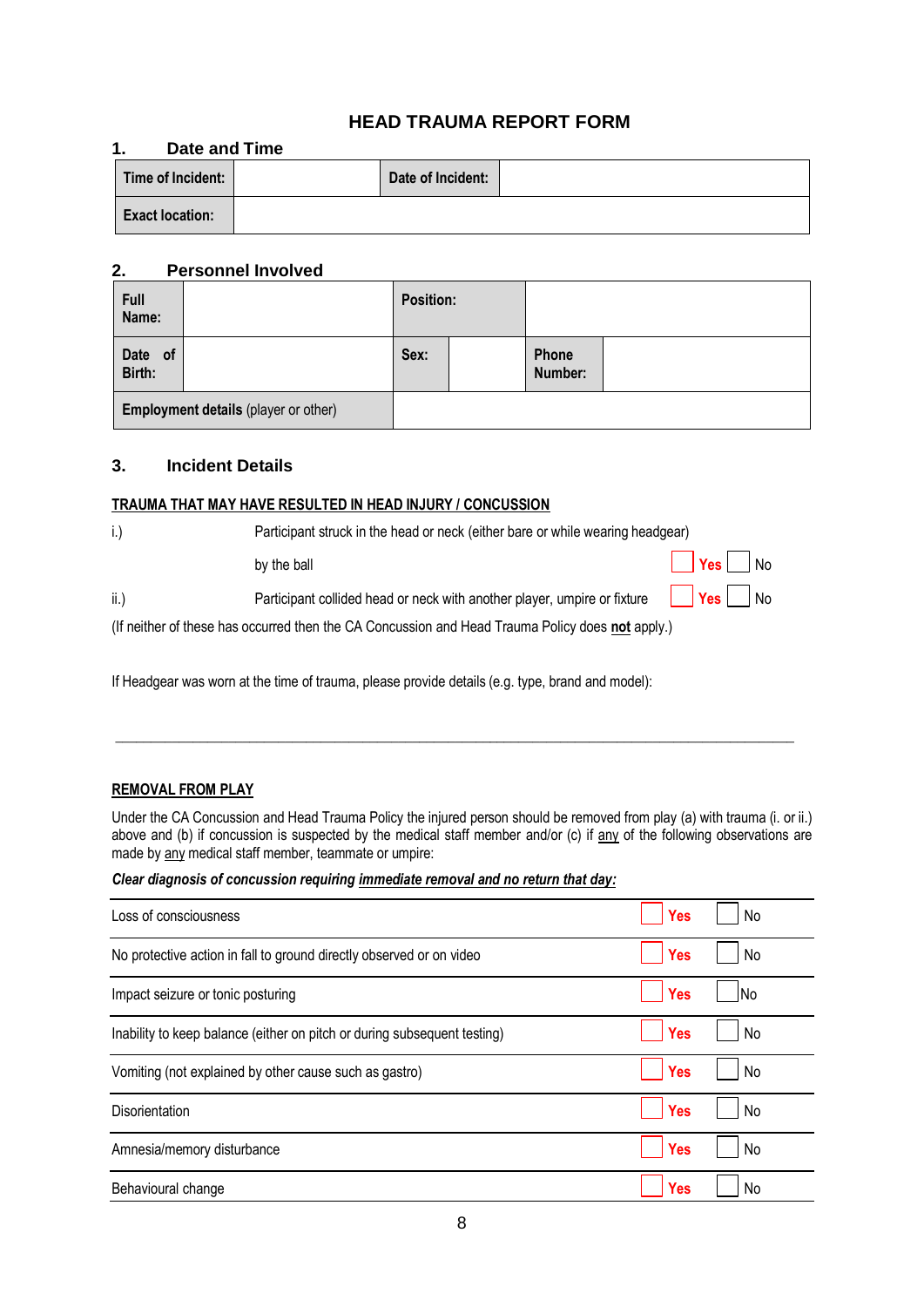# HEAD TRAUMA REPORT FORM

## 1. Date and Time

| Time of Incident: | | Date of Incident: | |
|---|---|---|---|
| Exact location: | | | |

## 2. Personnel Involved

| Full Name: | | Position: | | | |
|---|---|---|---|---|---|
| Date of Birth: | | Sex: | | Phone Number: | |
| Employment details (player or other) | | | | | |

## 3. Incident Details

**TRAUMA THAT MAY HAVE RESULTED IN HEAD INJURY / CONCUSSION**

i.) Participant struck in the head or neck (either bare or while wearing headgear) by the ball ☐ Yes ☐ No

ii.) Participant collided head or neck with another player, umpire or fixture ☐ Yes ☐ No

(If neither of these has occurred then the CA Concussion and Head Trauma Policy does **not** apply.)

If Headgear was worn at the time of trauma, please provide details (e.g. type, brand and model):

\_\_\_\_\_\_\_\_\_\_\_\_\_\_\_\_\_\_\_\_\_\_\_\_\_\_\_\_\_\_\_\_\_\_\_\_\_\_\_\_\_\_\_\_\_\_\_\_\_\_\_\_\_\_\_\_\_\_\_\_\_\_\_\_\_\_\_\_\_\_\_\_\_\_\_\_

**REMOVAL FROM PLAY**

Under the CA Concussion and Head Trauma Policy the injured person should be removed from play (a) with trauma (i. or ii.) above and (b) if concussion is suspected by the medical staff member and/or (c) if any of the following observations are made by any medical staff member, teammate or umpire:

***Clear diagnosis of concussion requiring immediate removal and no return that day:***

| Observation | Yes | No |
|---|---|---|
| Loss of consciousness | ☐ Yes | ☐ No |
| No protective action in fall to ground directly observed or on video | ☐ Yes | ☐ No |
| Impact seizure or tonic posturing | ☐ Yes | ☐ No |
| Inability to keep balance (either on pitch or during subsequent testing) | ☐ Yes | ☐ No |
| Vomiting (not explained by other cause such as gastro) | ☐ Yes | ☐ No |
| Disorientation | ☐ Yes | ☐ No |
| Amnesia/memory disturbance | ☐ Yes | ☐ No |
| Behavioural change | ☐ Yes | ☐ No |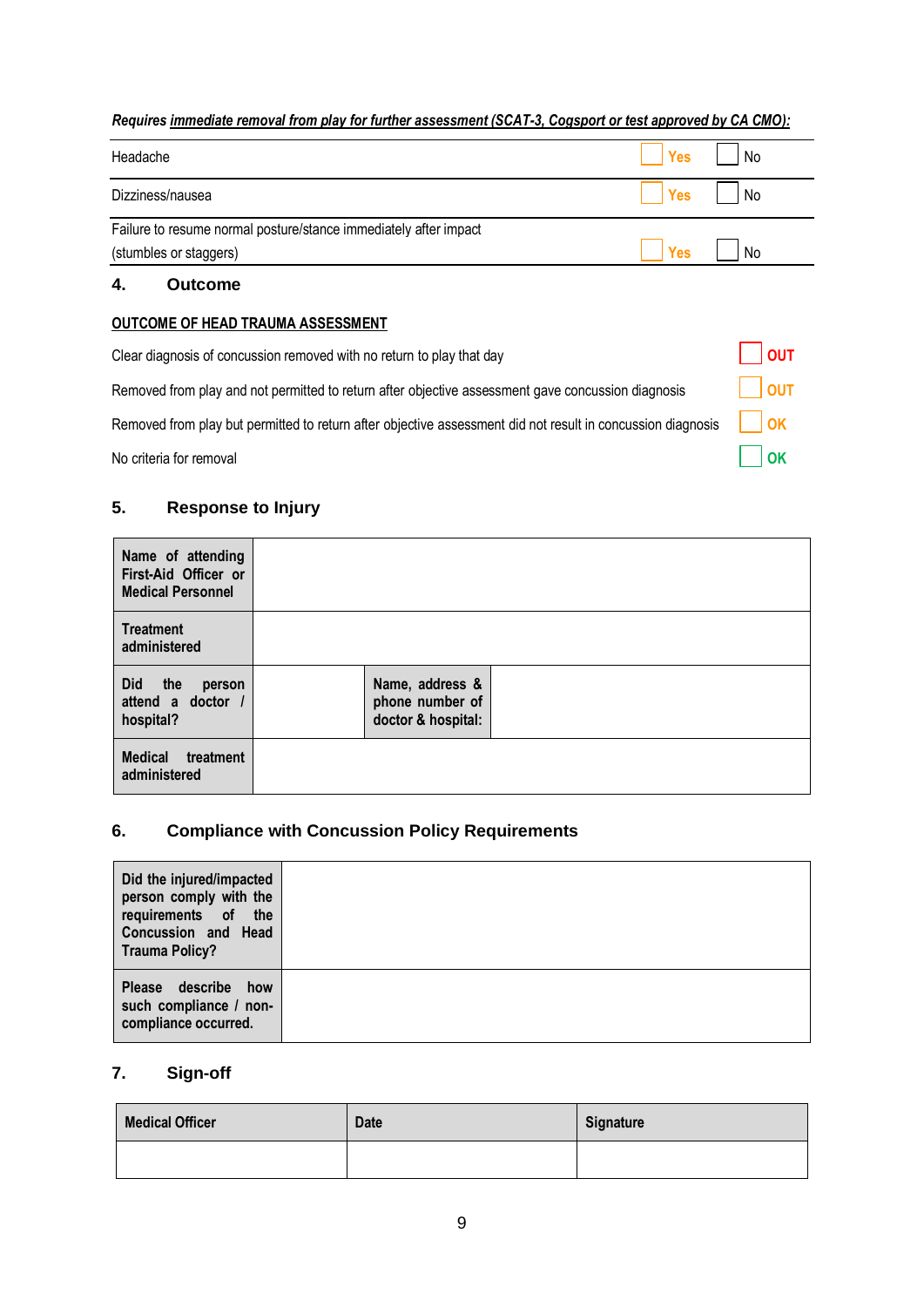***Requires <u>immediate removal from play for further assessment (SCAT-3, Cogsport or test approved by CA CMO)</u>:***

| | | |
|---|---|---|
| Headache | ☐ Yes | ☐ No |
| Dizziness/nausea | ☐ Yes | ☐ No |
| Failure to resume normal posture/stance immediately after impact (stumbles or staggers) | ☐ Yes | ☐ No |

## 4. Outcome

**<u>OUTCOME OF HEAD TRAUMA ASSESSMENT</u>**

| | |
|---|---|
| Clear diagnosis of concussion removed with no return to play that day | ☐ OUT |
| Removed from play and not permitted to return after objective assessment gave concussion diagnosis | ☐ OUT |
| Removed from play but permitted to return after objective assessment did not result in concussion diagnosis | ☐ OK |
| No criteria for removal | ☐ OK |

## 5. Response to Injury

| | | | |
|---|---|---|---|
| **Name of attending First-Aid Officer or Medical Personnel** | | | |
| **Treatment administered** | | | |
| **Did the person attend a doctor / hospital?** | | **Name, address & phone number of doctor & hospital:** | |
| **Medical treatment administered** | | | |

## 6. Compliance with Concussion Policy Requirements

| | |
|---|---|
| **Did the injured/impacted person comply with the requirements of the Concussion and Head Trauma Policy?** | |
| **Please describe how such compliance / non-compliance occurred.** | |

## 7. Sign-off

| Medical Officer | Date | Signature |
|---|---|---|
| | | |